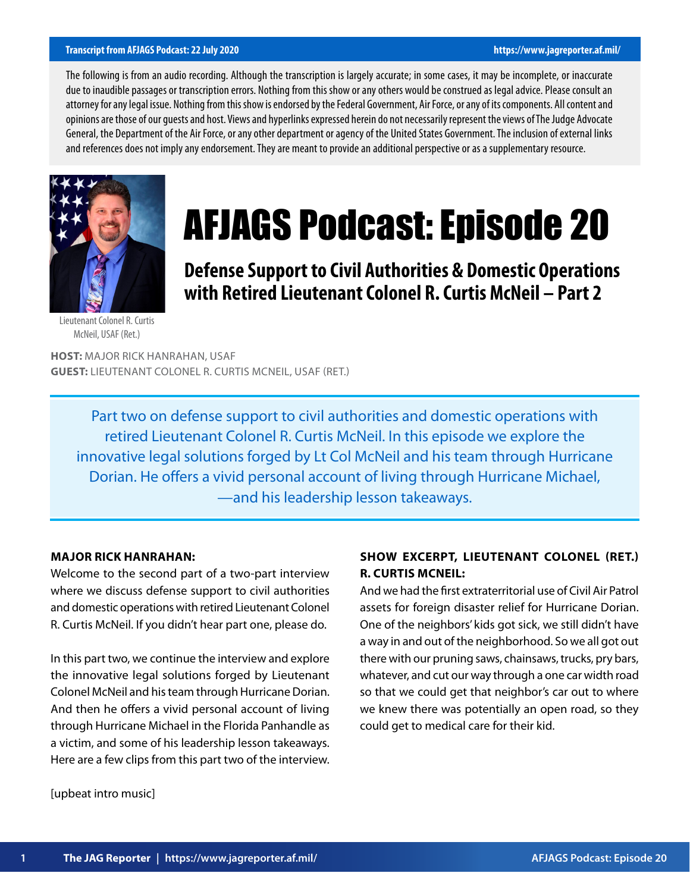The following is from an audio recording. Although the transcription is largely accurate; in some cases, it may be incomplete, or inaccurate due to inaudible passages or transcription errors. Nothing from this show or any others would be construed as legal advice. Please consult an attorney for any legal issue. Nothing from this show is endorsed by the Federal Government, Air Force, or any of its components. All content and opinions are those of our guests and host. Views and hyperlinks expressed herein do not necessarily represent the views of The Judge Advocate General, the Department of the Air Force, or any other department or agency of the United States Government. The inclusion of external links and references does not imply any endorsement. They are meant to provide an additional perspective or as a supplementary resource.

Lieutenant Colonel R. Curtis McNeil, USAF (Ret.)

# AFJAGS Podcast: Episode 20

## Defense Support to Civil Authorities & Domestic Operations with Retired Lieutenant Colonel R. Curtis McNeil – Part 2

**HOST:** MAJOR RICK HANRAHAN, USAF
**GUEST:** LIEUTENANT COLONEL R. CURTIS MCNEIL, USAF (RET.)

Part two on defense support to civil authorities and domestic operations with retired Lieutenant Colonel R. Curtis McNeil. In this episode we explore the innovative legal solutions forged by Lt Col McNeil and his team through Hurricane Dorian. He offers a vivid personal account of living through Hurricane Michael, —and his leadership lesson takeaways.

**MAJOR RICK HANRAHAN:**
Welcome to the second part of a two-part interview where we discuss defense support to civil authorities and domestic operations with retired Lieutenant Colonel R. Curtis McNeil. If you didn't hear part one, please do.

In this part two, we continue the interview and explore the innovative legal solutions forged by Lieutenant Colonel McNeil and his team through Hurricane Dorian. And then he offers a vivid personal account of living through Hurricane Michael in the Florida Panhandle as a victim, and some of his leadership lesson takeaways. Here are a few clips from this part two of the interview.

**SHOW EXCERPT, LIEUTENANT COLONEL (RET.) R. CURTIS MCNEIL:**
And we had the first extraterritorial use of Civil Air Patrol assets for foreign disaster relief for Hurricane Dorian. One of the neighbors' kids got sick, we still didn't have a way in and out of the neighborhood. So we all got out there with our pruning saws, chainsaws, trucks, pry bars, whatever, and cut our way through a one car width road so that we could get that neighbor's car out to where we knew there was potentially an open road, so they could get to medical care for their kid.

[upbeat intro music]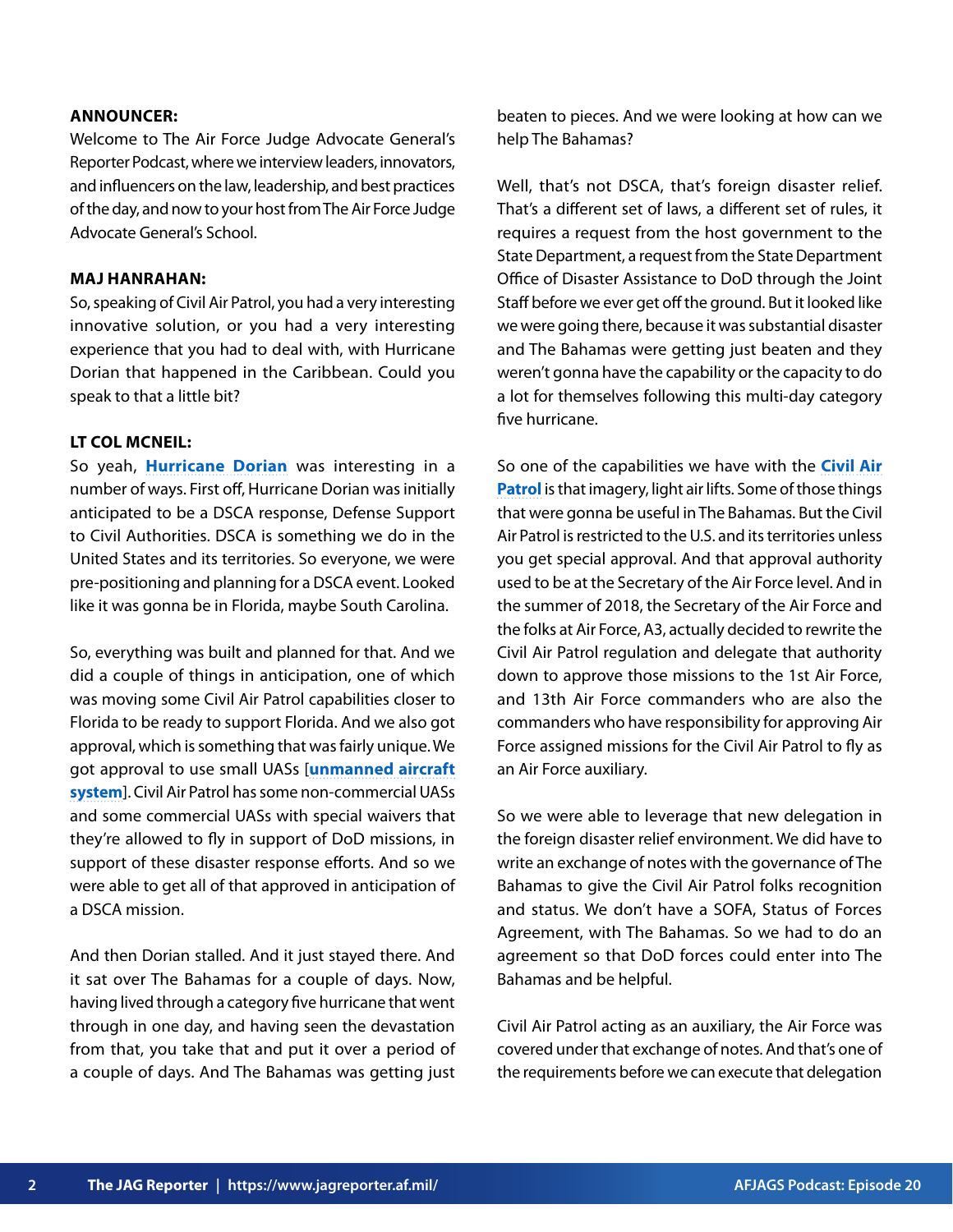**ANNOUNCER:**
Welcome to The Air Force Judge Advocate General's Reporter Podcast, where we interview leaders, innovators, and influencers on the law, leadership, and best practices of the day, and now to your host from The Air Force Judge Advocate General's School.

**MAJ HANRAHAN:**
So, speaking of Civil Air Patrol, you had a very interesting innovative solution, or you had a very interesting experience that you had to deal with, with Hurricane Dorian that happened in the Caribbean. Could you speak to that a little bit?

**LT COL MCNEIL:**
So yeah, **Hurricane Dorian** was interesting in a number of ways. First off, Hurricane Dorian was initially anticipated to be a DSCA response, Defense Support to Civil Authorities. DSCA is something we do in the United States and its territories. So everyone, we were pre-positioning and planning for a DSCA event. Looked like it was gonna be in Florida, maybe South Carolina.

So, everything was built and planned for that. And we did a couple of things in anticipation, one of which was moving some Civil Air Patrol capabilities closer to Florida to be ready to support Florida. And we also got approval, which is something that was fairly unique. We got approval to use small UASs [**unmanned aircraft system**]. Civil Air Patrol has some non-commercial UASs and some commercial UASs with special waivers that they're allowed to fly in support of DoD missions, in support of these disaster response efforts. And so we were able to get all of that approved in anticipation of a DSCA mission.

And then Dorian stalled. And it just stayed there. And it sat over The Bahamas for a couple of days. Now, having lived through a category five hurricane that went through in one day, and having seen the devastation from that, you take that and put it over a period of a couple of days. And The Bahamas was getting just beaten to pieces. And we were looking at how can we help The Bahamas?

Well, that's not DSCA, that's foreign disaster relief. That's a different set of laws, a different set of rules, it requires a request from the host government to the State Department, a request from the State Department Office of Disaster Assistance to DoD through the Joint Staff before we ever get off the ground. But it looked like we were going there, because it was substantial disaster and The Bahamas were getting just beaten and they weren't gonna have the capability or the capacity to do a lot for themselves following this multi-day category five hurricane.

So one of the capabilities we have with the **Civil Air Patrol** is that imagery, light air lifts. Some of those things that were gonna be useful in The Bahamas. But the Civil Air Patrol is restricted to the U.S. and its territories unless you get special approval. And that approval authority used to be at the Secretary of the Air Force level. And in the summer of 2018, the Secretary of the Air Force and the folks at Air Force, A3, actually decided to rewrite the Civil Air Patrol regulation and delegate that authority down to approve those missions to the 1st Air Force, and 13th Air Force commanders who are also the commanders who have responsibility for approving Air Force assigned missions for the Civil Air Patrol to fly as an Air Force auxiliary.

So we were able to leverage that new delegation in the foreign disaster relief environment. We did have to write an exchange of notes with the governance of The Bahamas to give the Civil Air Patrol folks recognition and status. We don't have a SOFA, Status of Forces Agreement, with The Bahamas. So we had to do an agreement so that DoD forces could enter into The Bahamas and be helpful.

Civil Air Patrol acting as an auxiliary, the Air Force was covered under that exchange of notes. And that's one of the requirements before we can execute that delegation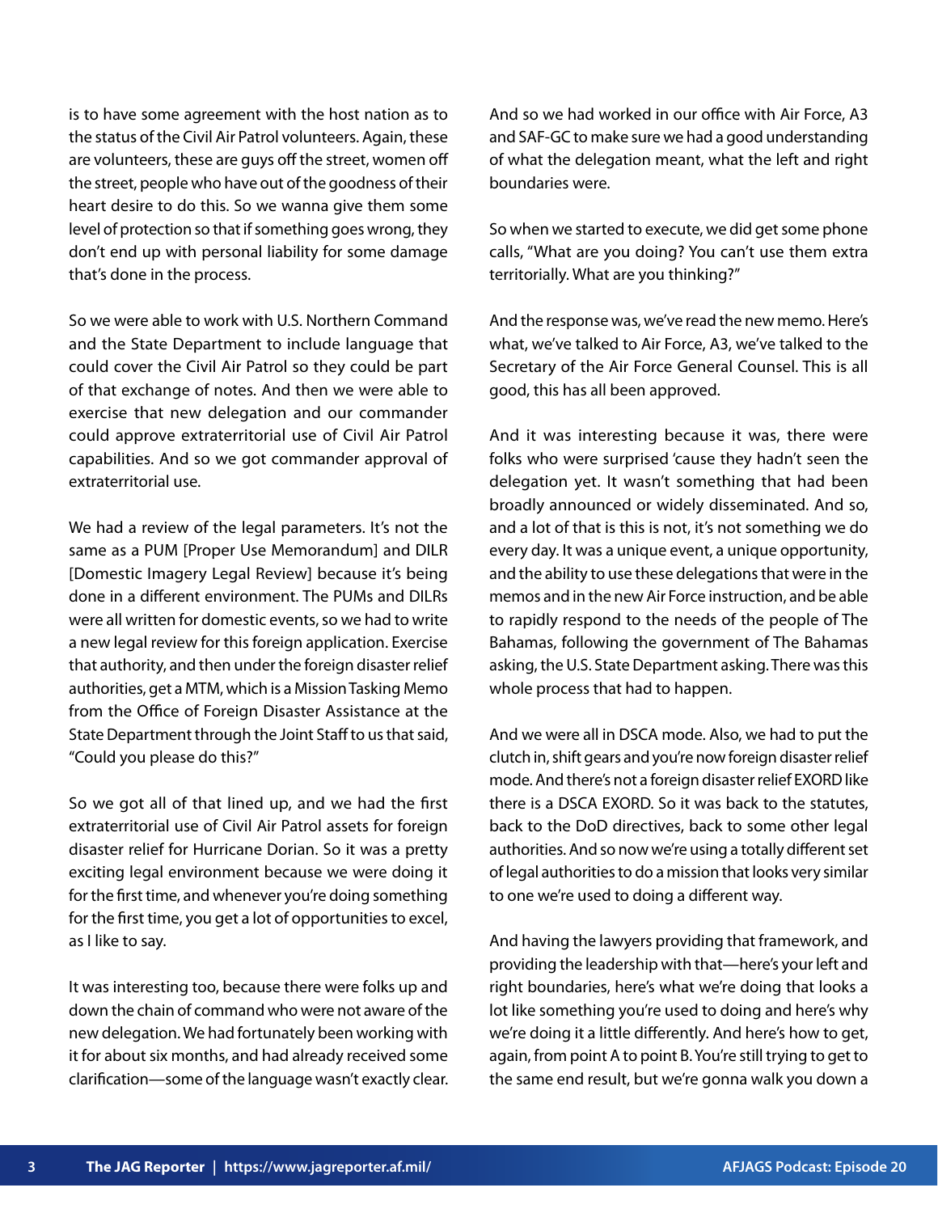is to have some agreement with the host nation as to the status of the Civil Air Patrol volunteers. Again, these are volunteers, these are guys off the street, women off the street, people who have out of the goodness of their heart desire to do this. So we wanna give them some level of protection so that if something goes wrong, they don't end up with personal liability for some damage that's done in the process.

So we were able to work with U.S. Northern Command and the State Department to include language that could cover the Civil Air Patrol so they could be part of that exchange of notes. And then we were able to exercise that new delegation and our commander could approve extraterritorial use of Civil Air Patrol capabilities. And so we got commander approval of extraterritorial use.

We had a review of the legal parameters. It's not the same as a PUM [Proper Use Memorandum] and DILR [Domestic Imagery Legal Review] because it's being done in a different environment. The PUMs and DILRs were all written for domestic events, so we had to write a new legal review for this foreign application. Exercise that authority, and then under the foreign disaster relief authorities, get a MTM, which is a Mission Tasking Memo from the Office of Foreign Disaster Assistance at the State Department through the Joint Staff to us that said, "Could you please do this?"

So we got all of that lined up, and we had the first extraterritorial use of Civil Air Patrol assets for foreign disaster relief for Hurricane Dorian. So it was a pretty exciting legal environment because we were doing it for the first time, and whenever you're doing something for the first time, you get a lot of opportunities to excel, as I like to say.

It was interesting too, because there were folks up and down the chain of command who were not aware of the new delegation. We had fortunately been working with it for about six months, and had already received some clarification—some of the language wasn't exactly clear. And so we had worked in our office with Air Force, A3 and SAF-GC to make sure we had a good understanding of what the delegation meant, what the left and right boundaries were.

So when we started to execute, we did get some phone calls, "What are you doing? You can't use them extra territorially. What are you thinking?"

And the response was, we've read the new memo. Here's what, we've talked to Air Force, A3, we've talked to the Secretary of the Air Force General Counsel. This is all good, this has all been approved.

And it was interesting because it was, there were folks who were surprised 'cause they hadn't seen the delegation yet. It wasn't something that had been broadly announced or widely disseminated. And so, and a lot of that is this is not, it's not something we do every day. It was a unique event, a unique opportunity, and the ability to use these delegations that were in the memos and in the new Air Force instruction, and be able to rapidly respond to the needs of the people of The Bahamas, following the government of The Bahamas asking, the U.S. State Department asking. There was this whole process that had to happen.

And we were all in DSCA mode. Also, we had to put the clutch in, shift gears and you're now foreign disaster relief mode. And there's not a foreign disaster relief EXORD like there is a DSCA EXORD. So it was back to the statutes, back to the DoD directives, back to some other legal authorities. And so now we're using a totally different set of legal authorities to do a mission that looks very similar to one we're used to doing a different way.

And having the lawyers providing that framework, and providing the leadership with that—here's your left and right boundaries, here's what we're doing that looks a lot like something you're used to doing and here's why we're doing it a little differently. And here's how to get, again, from point A to point B. You're still trying to get to the same end result, but we're gonna walk you down a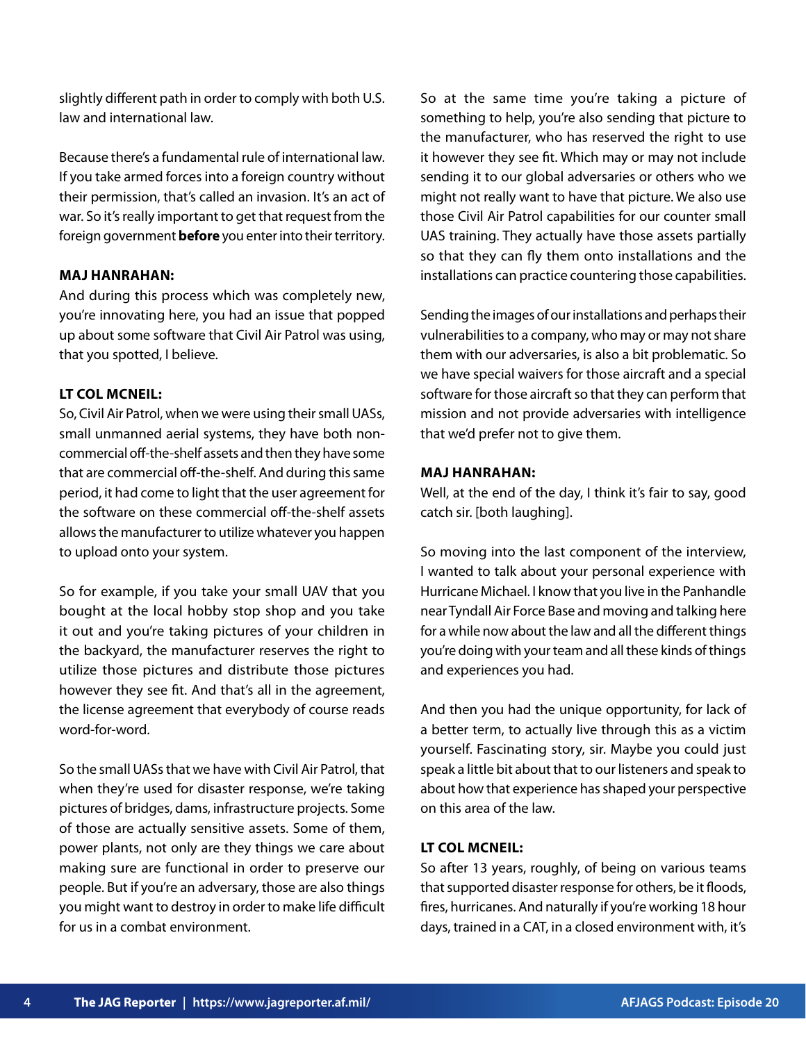slightly different path in order to comply with both U.S. law and international law.

Because there's a fundamental rule of international law. If you take armed forces into a foreign country without their permission, that's called an invasion. It's an act of war. So it's really important to get that request from the foreign government **before** you enter into their territory.

**MAJ HANRAHAN:**
And during this process which was completely new, you're innovating here, you had an issue that popped up about some software that Civil Air Patrol was using, that you spotted, I believe.

**LT COL MCNEIL:**
So, Civil Air Patrol, when we were using their small UASs, small unmanned aerial systems, they have both non-commercial off-the-shelf assets and then they have some that are commercial off-the-shelf. And during this same period, it had come to light that the user agreement for the software on these commercial off-the-shelf assets allows the manufacturer to utilize whatever you happen to upload onto your system.

So for example, if you take your small UAV that you bought at the local hobby stop shop and you take it out and you're taking pictures of your children in the backyard, the manufacturer reserves the right to utilize those pictures and distribute those pictures however they see fit. And that's all in the agreement, the license agreement that everybody of course reads word-for-word.

So the small UASs that we have with Civil Air Patrol, that when they're used for disaster response, we're taking pictures of bridges, dams, infrastructure projects. Some of those are actually sensitive assets. Some of them, power plants, not only are they things we care about making sure are functional in order to preserve our people. But if you're an adversary, those are also things you might want to destroy in order to make life difficult for us in a combat environment.

So at the same time you're taking a picture of something to help, you're also sending that picture to the manufacturer, who has reserved the right to use it however they see fit. Which may or may not include sending it to our global adversaries or others who we might not really want to have that picture. We also use those Civil Air Patrol capabilities for our counter small UAS training. They actually have those assets partially so that they can fly them onto installations and the installations can practice countering those capabilities.

Sending the images of our installations and perhaps their vulnerabilities to a company, who may or may not share them with our adversaries, is also a bit problematic. So we have special waivers for those aircraft and a special software for those aircraft so that they can perform that mission and not provide adversaries with intelligence that we'd prefer not to give them.

**MAJ HANRAHAN:**
Well, at the end of the day, I think it's fair to say, good catch sir. [both laughing].

So moving into the last component of the interview, I wanted to talk about your personal experience with Hurricane Michael. I know that you live in the Panhandle near Tyndall Air Force Base and moving and talking here for a while now about the law and all the different things you're doing with your team and all these kinds of things and experiences you had.

And then you had the unique opportunity, for lack of a better term, to actually live through this as a victim yourself. Fascinating story, sir. Maybe you could just speak a little bit about that to our listeners and speak to about how that experience has shaped your perspective on this area of the law.

**LT COL MCNEIL:**
So after 13 years, roughly, of being on various teams that supported disaster response for others, be it floods, fires, hurricanes. And naturally if you're working 18 hour days, trained in a CAT, in a closed environment with, it's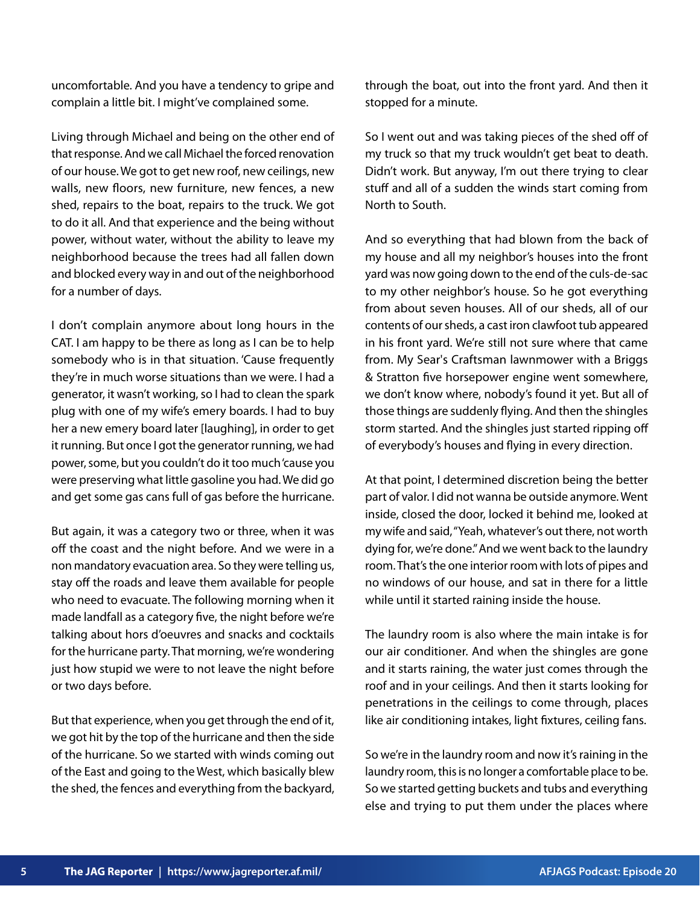uncomfortable. And you have a tendency to gripe and complain a little bit. I might've complained some.

Living through Michael and being on the other end of that response. And we call Michael the forced renovation of our house. We got to get new roof, new ceilings, new walls, new floors, new furniture, new fences, a new shed, repairs to the boat, repairs to the truck. We got to do it all. And that experience and the being without power, without water, without the ability to leave my neighborhood because the trees had all fallen down and blocked every way in and out of the neighborhood for a number of days.

I don't complain anymore about long hours in the CAT. I am happy to be there as long as I can be to help somebody who is in that situation. 'Cause frequently they're in much worse situations than we were. I had a generator, it wasn't working, so I had to clean the spark plug with one of my wife's emery boards. I had to buy her a new emery board later [laughing], in order to get it running. But once I got the generator running, we had power, some, but you couldn't do it too much 'cause you were preserving what little gasoline you had. We did go and get some gas cans full of gas before the hurricane.

But again, it was a category two or three, when it was off the coast and the night before. And we were in a non mandatory evacuation area. So they were telling us, stay off the roads and leave them available for people who need to evacuate. The following morning when it made landfall as a category five, the night before we're talking about hors d'oeuvres and snacks and cocktails for the hurricane party. That morning, we're wondering just how stupid we were to not leave the night before or two days before.

But that experience, when you get through the end of it, we got hit by the top of the hurricane and then the side of the hurricane. So we started with winds coming out of the East and going to the West, which basically blew the shed, the fences and everything from the backyard, through the boat, out into the front yard. And then it stopped for a minute.

So I went out and was taking pieces of the shed off of my truck so that my truck wouldn't get beat to death. Didn't work. But anyway, I'm out there trying to clear stuff and all of a sudden the winds start coming from North to South.

And so everything that had blown from the back of my house and all my neighbor's houses into the front yard was now going down to the end of the culs-de-sac to my other neighbor's house. So he got everything from about seven houses. All of our sheds, all of our contents of our sheds, a cast iron clawfoot tub appeared in his front yard. We're still not sure where that came from. My Sear's Craftsman lawnmower with a Briggs & Stratton five horsepower engine went somewhere, we don't know where, nobody's found it yet. But all of those things are suddenly flying. And then the shingles storm started. And the shingles just started ripping off of everybody's houses and flying in every direction.

At that point, I determined discretion being the better part of valor. I did not wanna be outside anymore. Went inside, closed the door, locked it behind me, looked at my wife and said, "Yeah, whatever's out there, not worth dying for, we're done." And we went back to the laundry room. That's the one interior room with lots of pipes and no windows of our house, and sat in there for a little while until it started raining inside the house.

The laundry room is also where the main intake is for our air conditioner. And when the shingles are gone and it starts raining, the water just comes through the roof and in your ceilings. And then it starts looking for penetrations in the ceilings to come through, places like air conditioning intakes, light fixtures, ceiling fans.

So we're in the laundry room and now it's raining in the laundry room, this is no longer a comfortable place to be. So we started getting buckets and tubs and everything else and trying to put them under the places where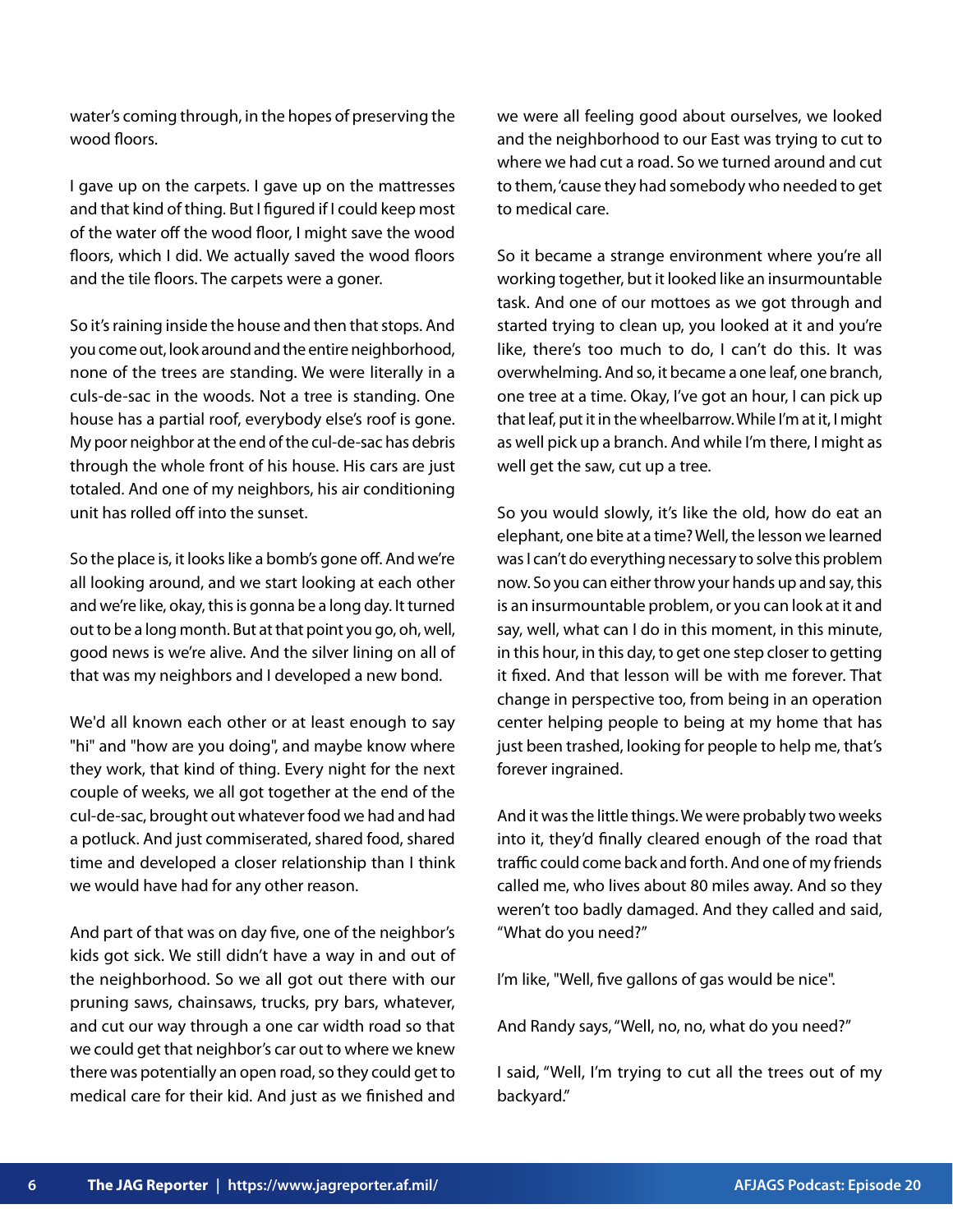water's coming through, in the hopes of preserving the wood floors.

I gave up on the carpets. I gave up on the mattresses and that kind of thing. But I figured if I could keep most of the water off the wood floor, I might save the wood floors, which I did. We actually saved the wood floors and the tile floors. The carpets were a goner.

So it's raining inside the house and then that stops. And you come out, look around and the entire neighborhood, none of the trees are standing. We were literally in a culs-de-sac in the woods. Not a tree is standing. One house has a partial roof, everybody else's roof is gone. My poor neighbor at the end of the cul-de-sac has debris through the whole front of his house. His cars are just totaled. And one of my neighbors, his air conditioning unit has rolled off into the sunset.

So the place is, it looks like a bomb's gone off. And we're all looking around, and we start looking at each other and we're like, okay, this is gonna be a long day. It turned out to be a long month. But at that point you go, oh, well, good news is we're alive. And the silver lining on all of that was my neighbors and I developed a new bond.

We'd all known each other or at least enough to say "hi" and "how are you doing", and maybe know where they work, that kind of thing. Every night for the next couple of weeks, we all got together at the end of the cul-de-sac, brought out whatever food we had and had a potluck. And just commiserated, shared food, shared time and developed a closer relationship than I think we would have had for any other reason.

And part of that was on day five, one of the neighbor's kids got sick. We still didn't have a way in and out of the neighborhood. So we all got out there with our pruning saws, chainsaws, trucks, pry bars, whatever, and cut our way through a one car width road so that we could get that neighbor's car out to where we knew there was potentially an open road, so they could get to medical care for their kid. And just as we finished and we were all feeling good about ourselves, we looked and the neighborhood to our East was trying to cut to where we had cut a road. So we turned around and cut to them, 'cause they had somebody who needed to get to medical care.

So it became a strange environment where you're all working together, but it looked like an insurmountable task. And one of our mottoes as we got through and started trying to clean up, you looked at it and you're like, there's too much to do, I can't do this. It was overwhelming. And so, it became a one leaf, one branch, one tree at a time. Okay, I've got an hour, I can pick up that leaf, put it in the wheelbarrow. While I'm at it, I might as well pick up a branch. And while I'm there, I might as well get the saw, cut up a tree.

So you would slowly, it's like the old, how do eat an elephant, one bite at a time? Well, the lesson we learned was I can't do everything necessary to solve this problem now. So you can either throw your hands up and say, this is an insurmountable problem, or you can look at it and say, well, what can I do in this moment, in this minute, in this hour, in this day, to get one step closer to getting it fixed. And that lesson will be with me forever. That change in perspective too, from being in an operation center helping people to being at my home that has just been trashed, looking for people to help me, that's forever ingrained.

And it was the little things. We were probably two weeks into it, they'd finally cleared enough of the road that traffic could come back and forth. And one of my friends called me, who lives about 80 miles away. And so they weren't too badly damaged. And they called and said, "What do you need?"

I'm like, "Well, five gallons of gas would be nice".

And Randy says, "Well, no, no, what do you need?"

I said, "Well, I'm trying to cut all the trees out of my backyard."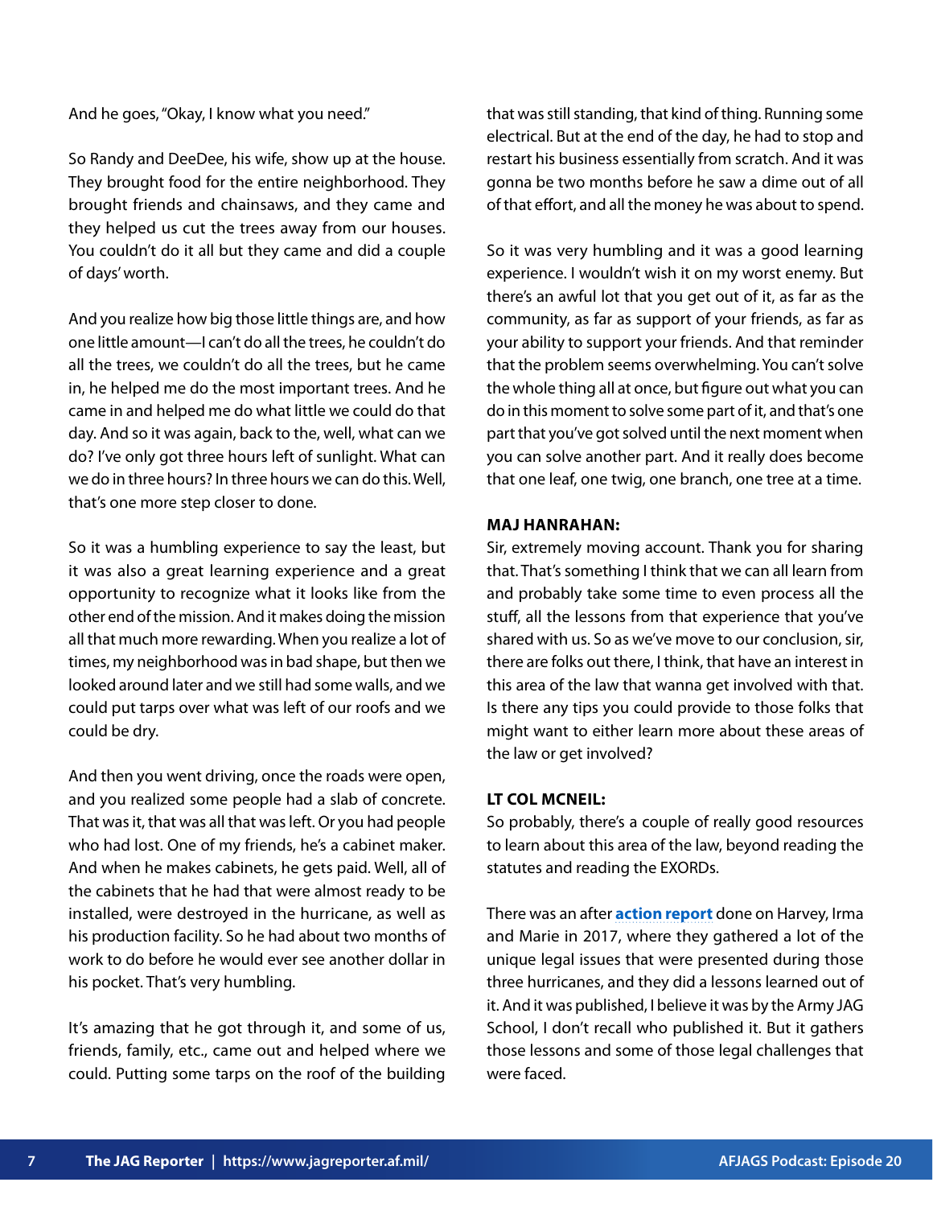And he goes, "Okay, I know what you need."

So Randy and DeeDee, his wife, show up at the house. They brought food for the entire neighborhood. They brought friends and chainsaws, and they came and they helped us cut the trees away from our houses. You couldn't do it all but they came and did a couple of days' worth.

And you realize how big those little things are, and how one little amount—I can't do all the trees, he couldn't do all the trees, we couldn't do all the trees, but he came in, he helped me do the most important trees. And he came in and helped me do what little we could do that day. And so it was again, back to the, well, what can we do? I've only got three hours left of sunlight. What can we do in three hours? In three hours we can do this. Well, that's one more step closer to done.

So it was a humbling experience to say the least, but it was also a great learning experience and a great opportunity to recognize what it looks like from the other end of the mission. And it makes doing the mission all that much more rewarding. When you realize a lot of times, my neighborhood was in bad shape, but then we looked around later and we still had some walls, and we could put tarps over what was left of our roofs and we could be dry.

And then you went driving, once the roads were open, and you realized some people had a slab of concrete. That was it, that was all that was left. Or you had people who had lost. One of my friends, he's a cabinet maker. And when he makes cabinets, he gets paid. Well, all of the cabinets that he had that were almost ready to be installed, were destroyed in the hurricane, as well as his production facility. So he had about two months of work to do before he would ever see another dollar in his pocket. That's very humbling.

It's amazing that he got through it, and some of us, friends, family, etc., came out and helped where we could. Putting some tarps on the roof of the building that was still standing, that kind of thing. Running some electrical. But at the end of the day, he had to stop and restart his business essentially from scratch. And it was gonna be two months before he saw a dime out of all of that effort, and all the money he was about to spend.

So it was very humbling and it was a good learning experience. I wouldn't wish it on my worst enemy. But there's an awful lot that you get out of it, as far as the community, as far as support of your friends, as far as your ability to support your friends. And that reminder that the problem seems overwhelming. You can't solve the whole thing all at once, but figure out what you can do in this moment to solve some part of it, and that's one part that you've got solved until the next moment when you can solve another part. And it really does become that one leaf, one twig, one branch, one tree at a time.

**MAJ HANRAHAN:**
Sir, extremely moving account. Thank you for sharing that. That's something I think that we can all learn from and probably take some time to even process all the stuff, all the lessons from that experience that you've shared with us. So as we've move to our conclusion, sir, there are folks out there, I think, that have an interest in this area of the law that wanna get involved with that. Is there any tips you could provide to those folks that might want to either learn more about these areas of the law or get involved?

**LT COL MCNEIL:**
So probably, there's a couple of really good resources to learn about this area of the law, beyond reading the statutes and reading the EXORDs.

There was an after **action report** done on Harvey, Irma and Marie in 2017, where they gathered a lot of the unique legal issues that were presented during those three hurricanes, and they did a lessons learned out of it. And it was published, I believe it was by the Army JAG School, I don't recall who published it. But it gathers those lessons and some of those legal challenges that were faced.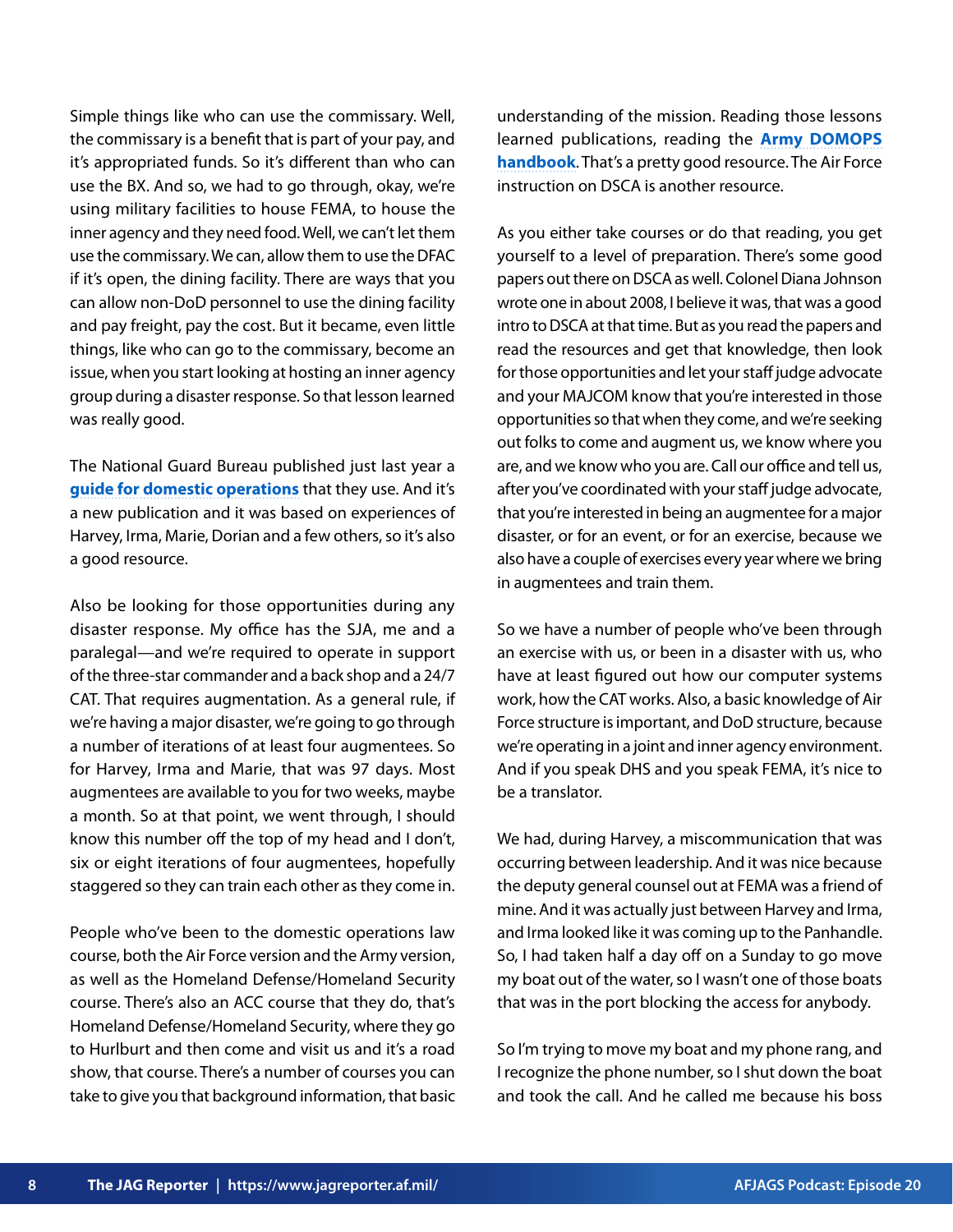Simple things like who can use the commissary. Well, the commissary is a benefit that is part of your pay, and it's appropriated funds. So it's different than who can use the BX. And so, we had to go through, okay, we're using military facilities to house FEMA, to house the inner agency and they need food. Well, we can't let them use the commissary. We can, allow them to use the DFAC if it's open, the dining facility. There are ways that you can allow non-DoD personnel to use the dining facility and pay freight, pay the cost. But it became, even little things, like who can go to the commissary, become an issue, when you start looking at hosting an inner agency group during a disaster response. So that lesson learned was really good.

The National Guard Bureau published just last year a **guide for domestic operations** that they use. And it's a new publication and it was based on experiences of Harvey, Irma, Marie, Dorian and a few others, so it's also a good resource.

Also be looking for those opportunities during any disaster response. My office has the SJA, me and a paralegal—and we're required to operate in support of the three-star commander and a back shop and a 24/7 CAT. That requires augmentation. As a general rule, if we're having a major disaster, we're going to go through a number of iterations of at least four augmentees. So for Harvey, Irma and Marie, that was 97 days. Most augmentees are available to you for two weeks, maybe a month. So at that point, we went through, I should know this number off the top of my head and I don't, six or eight iterations of four augmentees, hopefully staggered so they can train each other as they come in.

People who've been to the domestic operations law course, both the Air Force version and the Army version, as well as the Homeland Defense/Homeland Security course. There's also an ACC course that they do, that's Homeland Defense/Homeland Security, where they go to Hurlburt and then come and visit us and it's a road show, that course. There's a number of courses you can take to give you that background information, that basic understanding of the mission. Reading those lessons learned publications, reading the **Army DOMOPS handbook**. That's a pretty good resource. The Air Force instruction on DSCA is another resource.

As you either take courses or do that reading, you get yourself to a level of preparation. There's some good papers out there on DSCA as well. Colonel Diana Johnson wrote one in about 2008, I believe it was, that was a good intro to DSCA at that time. But as you read the papers and read the resources and get that knowledge, then look for those opportunities and let your staff judge advocate and your MAJCOM know that you're interested in those opportunities so that when they come, and we're seeking out folks to come and augment us, we know where you are, and we know who you are. Call our office and tell us, after you've coordinated with your staff judge advocate, that you're interested in being an augmentee for a major disaster, or for an event, or for an exercise, because we also have a couple of exercises every year where we bring in augmentees and train them.

So we have a number of people who've been through an exercise with us, or been in a disaster with us, who have at least figured out how our computer systems work, how the CAT works. Also, a basic knowledge of Air Force structure is important, and DoD structure, because we're operating in a joint and inner agency environment. And if you speak DHS and you speak FEMA, it's nice to be a translator.

We had, during Harvey, a miscommunication that was occurring between leadership. And it was nice because the deputy general counsel out at FEMA was a friend of mine. And it was actually just between Harvey and Irma, and Irma looked like it was coming up to the Panhandle. So, I had taken half a day off on a Sunday to go move my boat out of the water, so I wasn't one of those boats that was in the port blocking the access for anybody.

So I'm trying to move my boat and my phone rang, and I recognize the phone number, so I shut down the boat and took the call. And he called me because his boss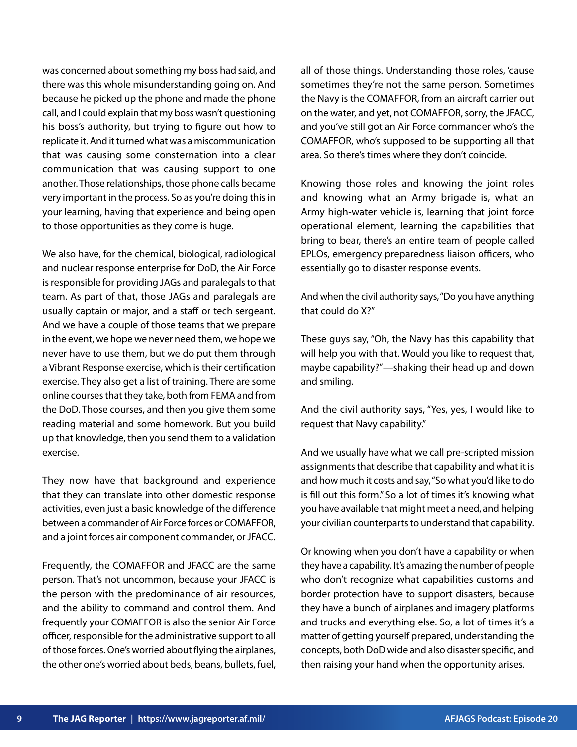was concerned about something my boss had said, and there was this whole misunderstanding going on. And because he picked up the phone and made the phone call, and I could explain that my boss wasn't questioning his boss's authority, but trying to figure out how to replicate it. And it turned what was a miscommunication that was causing some consternation into a clear communication that was causing support to one another. Those relationships, those phone calls became very important in the process. So as you're doing this in your learning, having that experience and being open to those opportunities as they come is huge.

We also have, for the chemical, biological, radiological and nuclear response enterprise for DoD, the Air Force is responsible for providing JAGs and paralegals to that team. As part of that, those JAGs and paralegals are usually captain or major, and a staff or tech sergeant. And we have a couple of those teams that we prepare in the event, we hope we never need them, we hope we never have to use them, but we do put them through a Vibrant Response exercise, which is their certification exercise. They also get a list of training. There are some online courses that they take, both from FEMA and from the DoD. Those courses, and then you give them some reading material and some homework. But you build up that knowledge, then you send them to a validation exercise.

They now have that background and experience that they can translate into other domestic response activities, even just a basic knowledge of the difference between a commander of Air Force forces or COMAFFOR, and a joint forces air component commander, or JFACC.

Frequently, the COMAFFOR and JFACC are the same person. That's not uncommon, because your JFACC is the person with the predominance of air resources, and the ability to command and control them. And frequently your COMAFFOR is also the senior Air Force officer, responsible for the administrative support to all of those forces. One's worried about flying the airplanes, the other one's worried about beds, beans, bullets, fuel, all of those things. Understanding those roles, 'cause sometimes they're not the same person. Sometimes the Navy is the COMAFFOR, from an aircraft carrier out on the water, and yet, not COMAFFOR, sorry, the JFACC, and you've still got an Air Force commander who's the COMAFFOR, who's supposed to be supporting all that area. So there's times where they don't coincide.

Knowing those roles and knowing the joint roles and knowing what an Army brigade is, what an Army high-water vehicle is, learning that joint force operational element, learning the capabilities that bring to bear, there's an entire team of people called EPLOs, emergency preparedness liaison officers, who essentially go to disaster response events.

And when the civil authority says, "Do you have anything that could do X?"

These guys say, "Oh, the Navy has this capability that will help you with that. Would you like to request that, maybe capability?"—shaking their head up and down and smiling.

And the civil authority says, "Yes, yes, I would like to request that Navy capability."

And we usually have what we call pre-scripted mission assignments that describe that capability and what it is and how much it costs and say, "So what you'd like to do is fill out this form." So a lot of times it's knowing what you have available that might meet a need, and helping your civilian counterparts to understand that capability.

Or knowing when you don't have a capability or when they have a capability. It's amazing the number of people who don't recognize what capabilities customs and border protection have to support disasters, because they have a bunch of airplanes and imagery platforms and trucks and everything else. So, a lot of times it's a matter of getting yourself prepared, understanding the concepts, both DoD wide and also disaster specific, and then raising your hand when the opportunity arises.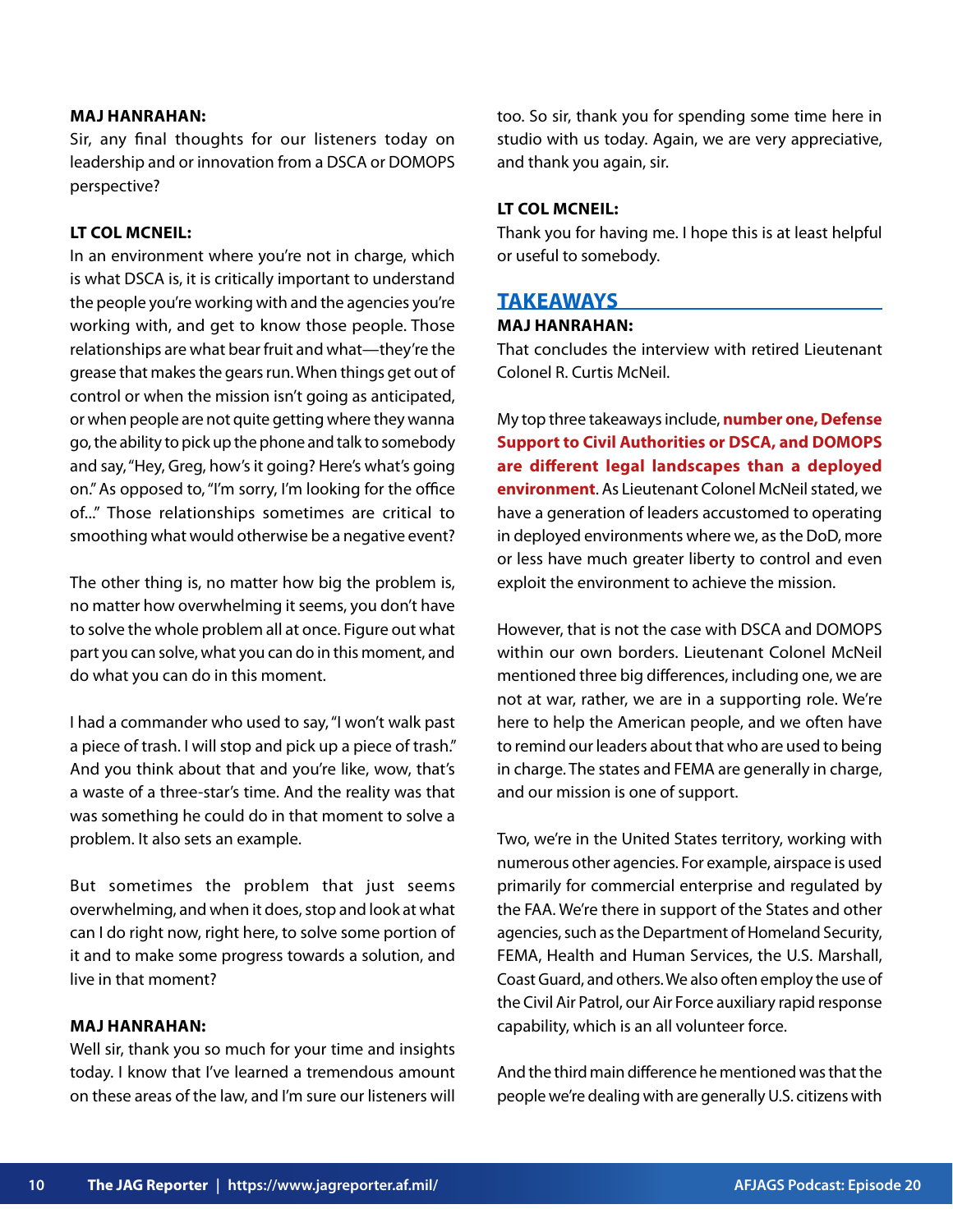**MAJ HANRAHAN:**
Sir, any final thoughts for our listeners today on leadership and or innovation from a DSCA or DOMOPS perspective?

**LT COL MCNEIL:**
In an environment where you're not in charge, which is what DSCA is, it is critically important to understand the people you're working with and the agencies you're working with, and get to know those people. Those relationships are what bear fruit and what—they're the grease that makes the gears run. When things get out of control or when the mission isn't going as anticipated, or when people are not quite getting where they wanna go, the ability to pick up the phone and talk to somebody and say, "Hey, Greg, how's it going? Here's what's going on." As opposed to, "I'm sorry, I'm looking for the office of..." Those relationships sometimes are critical to smoothing what would otherwise be a negative event?

The other thing is, no matter how big the problem is, no matter how overwhelming it seems, you don't have to solve the whole problem all at once. Figure out what part you can solve, what you can do in this moment, and do what you can do in this moment.

I had a commander who used to say, "I won't walk past a piece of trash. I will stop and pick up a piece of trash." And you think about that and you're like, wow, that's a waste of a three-star's time. And the reality was that was something he could do in that moment to solve a problem. It also sets an example.

But sometimes the problem that just seems overwhelming, and when it does, stop and look at what can I do right now, right here, to solve some portion of it and to make some progress towards a solution, and live in that moment?

**MAJ HANRAHAN:**
Well sir, thank you so much for your time and insights today. I know that I've learned a tremendous amount on these areas of the law, and I'm sure our listeners will too. So sir, thank you for spending some time here in studio with us today. Again, we are very appreciative, and thank you again, sir.

**LT COL MCNEIL:**
Thank you for having me. I hope this is at least helpful or useful to somebody.

## TAKEAWAYS

**MAJ HANRAHAN:**
That concludes the interview with retired Lieutenant Colonel R. Curtis McNeil.

My top three takeaways include, **number one, Defense Support to Civil Authorities or DSCA, and DOMOPS are different legal landscapes than a deployed environment**. As Lieutenant Colonel McNeil stated, we have a generation of leaders accustomed to operating in deployed environments where we, as the DoD, more or less have much greater liberty to control and even exploit the environment to achieve the mission.

However, that is not the case with DSCA and DOMOPS within our own borders. Lieutenant Colonel McNeil mentioned three big differences, including one, we are not at war, rather, we are in a supporting role. We're here to help the American people, and we often have to remind our leaders about that who are used to being in charge. The states and FEMA are generally in charge, and our mission is one of support.

Two, we're in the United States territory, working with numerous other agencies. For example, airspace is used primarily for commercial enterprise and regulated by the FAA. We're there in support of the States and other agencies, such as the Department of Homeland Security, FEMA, Health and Human Services, the U.S. Marshall, Coast Guard, and others. We also often employ the use of the Civil Air Patrol, our Air Force auxiliary rapid response capability, which is an all volunteer force.

And the third main difference he mentioned was that the people we're dealing with are generally U.S. citizens with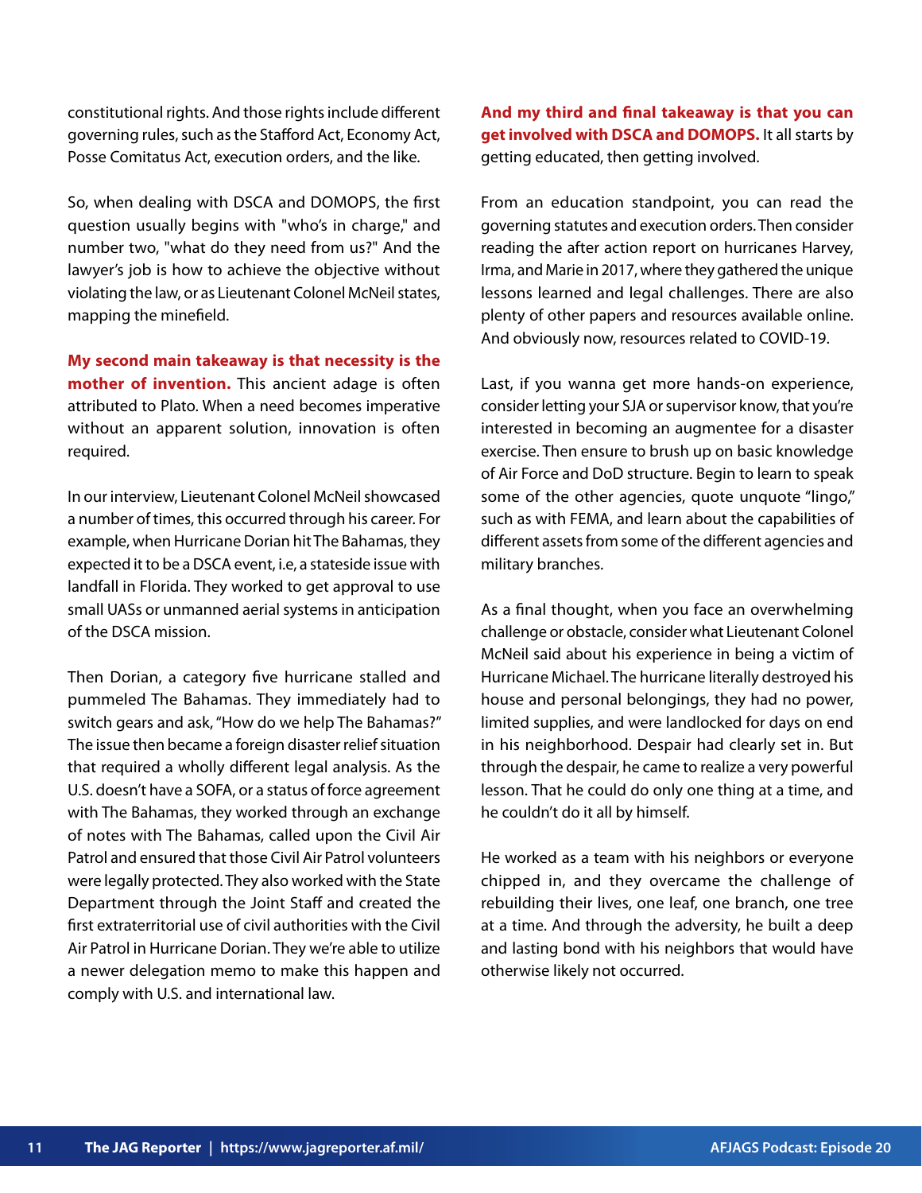constitutional rights. And those rights include different governing rules, such as the Stafford Act, Economy Act, Posse Comitatus Act, execution orders, and the like.

So, when dealing with DSCA and DOMOPS, the first question usually begins with "who's in charge," and number two, "what do they need from us?" And the lawyer's job is how to achieve the objective without violating the law, or as Lieutenant Colonel McNeil states, mapping the minefield.

**My second main takeaway is that necessity is the mother of invention.** This ancient adage is often attributed to Plato. When a need becomes imperative without an apparent solution, innovation is often required.

In our interview, Lieutenant Colonel McNeil showcased a number of times, this occurred through his career. For example, when Hurricane Dorian hit The Bahamas, they expected it to be a DSCA event, i.e, a stateside issue with landfall in Florida. They worked to get approval to use small UASs or unmanned aerial systems in anticipation of the DSCA mission.

Then Dorian, a category five hurricane stalled and pummeled The Bahamas. They immediately had to switch gears and ask, "How do we help The Bahamas?" The issue then became a foreign disaster relief situation that required a wholly different legal analysis. As the U.S. doesn't have a SOFA, or a status of force agreement with The Bahamas, they worked through an exchange of notes with The Bahamas, called upon the Civil Air Patrol and ensured that those Civil Air Patrol volunteers were legally protected. They also worked with the State Department through the Joint Staff and created the first extraterritorial use of civil authorities with the Civil Air Patrol in Hurricane Dorian. They we're able to utilize a newer delegation memo to make this happen and comply with U.S. and international law.

**And my third and final takeaway is that you can get involved with DSCA and DOMOPS.** It all starts by getting educated, then getting involved.

From an education standpoint, you can read the governing statutes and execution orders. Then consider reading the after action report on hurricanes Harvey, Irma, and Marie in 2017, where they gathered the unique lessons learned and legal challenges. There are also plenty of other papers and resources available online. And obviously now, resources related to COVID-19.

Last, if you wanna get more hands-on experience, consider letting your SJA or supervisor know, that you're interested in becoming an augmentee for a disaster exercise. Then ensure to brush up on basic knowledge of Air Force and DoD structure. Begin to learn to speak some of the other agencies, quote unquote "lingo," such as with FEMA, and learn about the capabilities of different assets from some of the different agencies and military branches.

As a final thought, when you face an overwhelming challenge or obstacle, consider what Lieutenant Colonel McNeil said about his experience in being a victim of Hurricane Michael. The hurricane literally destroyed his house and personal belongings, they had no power, limited supplies, and were landlocked for days on end in his neighborhood. Despair had clearly set in. But through the despair, he came to realize a very powerful lesson. That he could do only one thing at a time, and he couldn't do it all by himself.

He worked as a team with his neighbors or everyone chipped in, and they overcame the challenge of rebuilding their lives, one leaf, one branch, one tree at a time. And through the adversity, he built a deep and lasting bond with his neighbors that would have otherwise likely not occurred.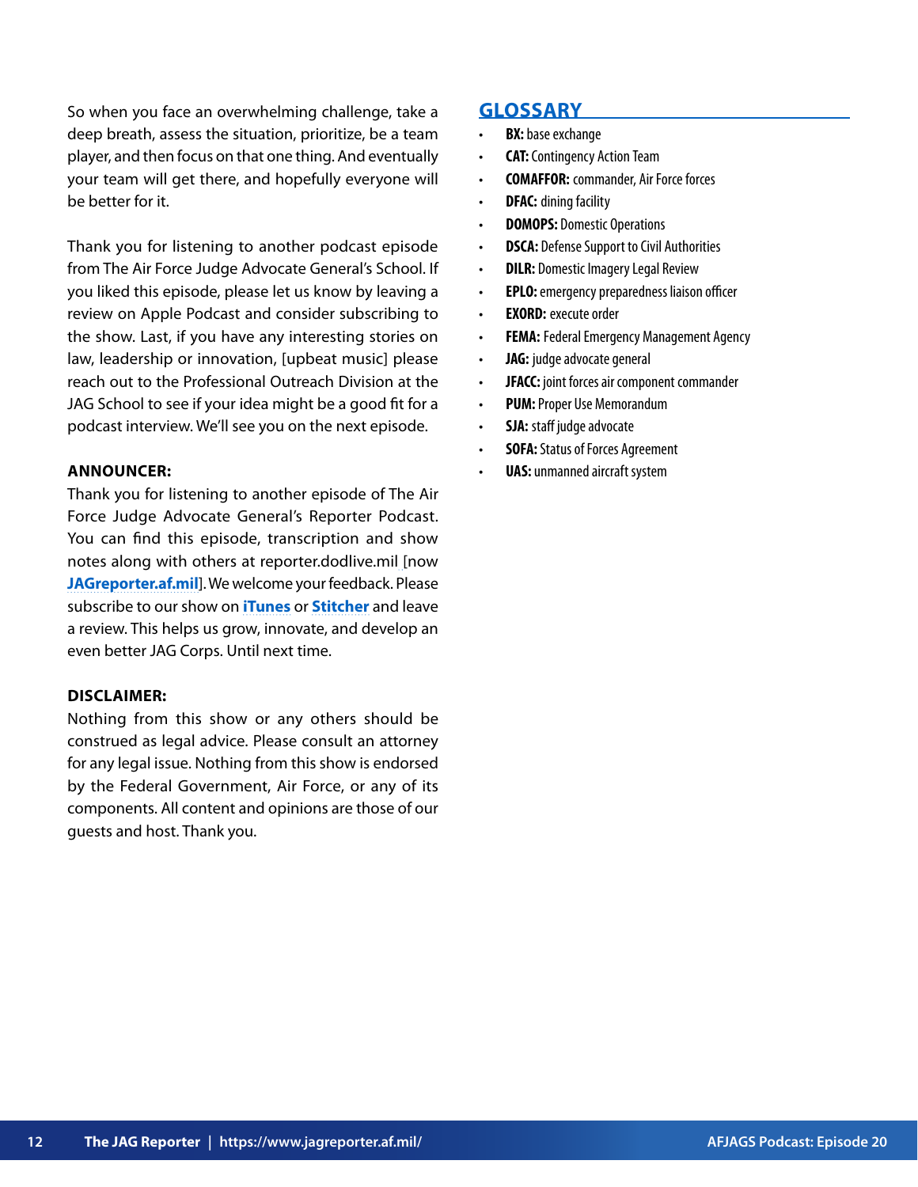So when you face an overwhelming challenge, take a deep breath, assess the situation, prioritize, be a team player, and then focus on that one thing. And eventually your team will get there, and hopefully everyone will be better for it.

Thank you for listening to another podcast episode from The Air Force Judge Advocate General's School. If you liked this episode, please let us know by leaving a review on Apple Podcast and consider subscribing to the show. Last, if you have any interesting stories on law, leadership or innovation, [upbeat music] please reach out to the Professional Outreach Division at the JAG School to see if your idea might be a good fit for a podcast interview. We'll see you on the next episode.

**ANNOUNCER:**

Thank you for listening to another episode of The Air Force Judge Advocate General's Reporter Podcast. You can find this episode, transcription and show notes along with others at reporter.dodlive.mil [now **JAGreporter.af.mil**]. We welcome your feedback. Please subscribe to our show on **iTunes** or **Stitcher** and leave a review. This helps us grow, innovate, and develop an even better JAG Corps. Until next time.

**DISCLAIMER:**

Nothing from this show or any others should be construed as legal advice. Please consult an attorney for any legal issue. Nothing from this show is endorsed by the Federal Government, Air Force, or any of its components. All content and opinions are those of our guests and host. Thank you.

## GLOSSARY

- **BX:** base exchange
- **CAT:** Contingency Action Team
- **COMAFFOR:** commander, Air Force forces
- **DFAC:** dining facility
- **DOMOPS:** Domestic Operations
- **DSCA:** Defense Support to Civil Authorities
- **DILR:** Domestic Imagery Legal Review
- **EPLO:** emergency preparedness liaison officer
- **EXORD:** execute order
- **FEMA:** Federal Emergency Management Agency
- **JAG:** judge advocate general
- **JFACC:** joint forces air component commander
- **PUM:** Proper Use Memorandum
- **SJA:** staff judge advocate
- **SOFA:** Status of Forces Agreement
- **UAS:** unmanned aircraft system